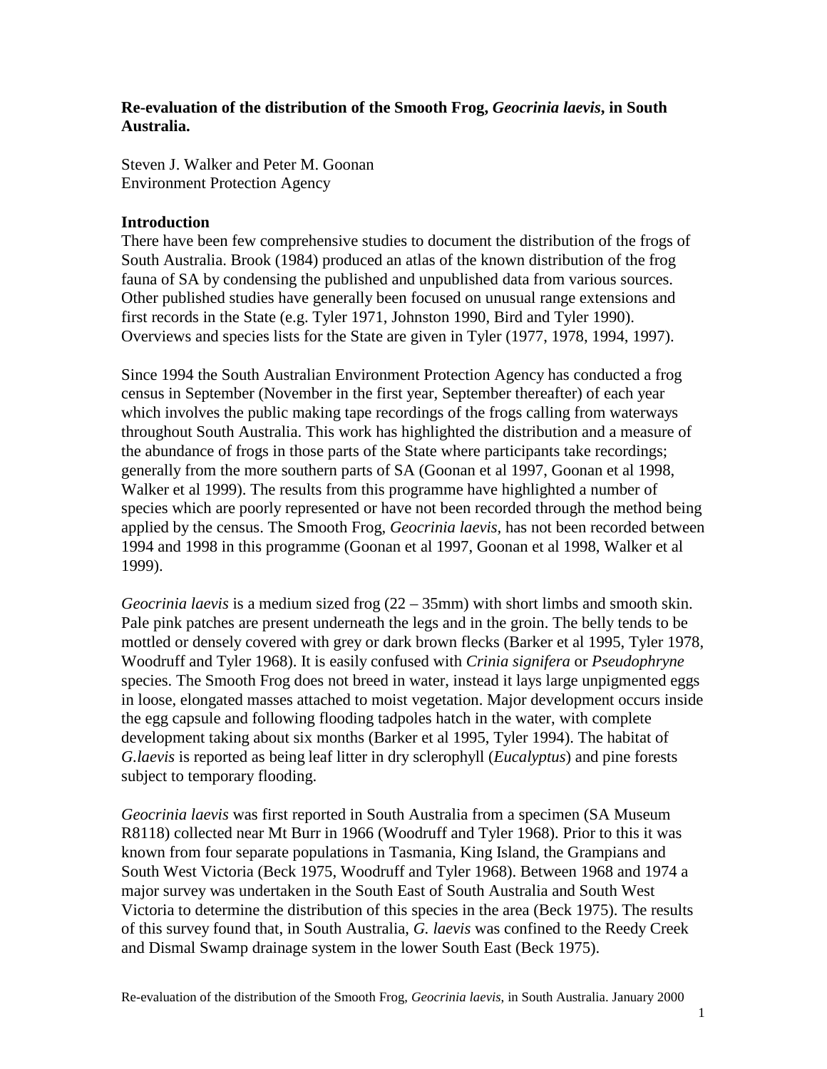# **Re-evaluation of the distribution of the Smooth Frog, *Geocrinia laevis*, in South Australia.**

Steven J. Walker and Peter M. Goonan
Environment Protection Agency

## Introduction

There have been few comprehensive studies to document the distribution of the frogs of South Australia. Brook (1984) produced an atlas of the known distribution of the frog fauna of SA by condensing the published and unpublished data from various sources. Other published studies have generally been focused on unusual range extensions and first records in the State (e.g. Tyler 1971, Johnston 1990, Bird and Tyler 1990). Overviews and species lists for the State are given in Tyler (1977, 1978, 1994, 1997).

Since 1994 the South Australian Environment Protection Agency has conducted a frog census in September (November in the first year, September thereafter) of each year which involves the public making tape recordings of the frogs calling from waterways throughout South Australia. This work has highlighted the distribution and a measure of the abundance of frogs in those parts of the State where participants take recordings; generally from the more southern parts of SA (Goonan et al 1997, Goonan et al 1998, Walker et al 1999). The results from this programme have highlighted a number of species which are poorly represented or have not been recorded through the method being applied by the census. The Smooth Frog, *Geocrinia laevis,* has not been recorded between 1994 and 1998 in this programme (Goonan et al 1997, Goonan et al 1998, Walker et al 1999).

*Geocrinia laevis* is a medium sized frog (22 – 35mm) with short limbs and smooth skin. Pale pink patches are present underneath the legs and in the groin. The belly tends to be mottled or densely covered with grey or dark brown flecks (Barker et al 1995, Tyler 1978, Woodruff and Tyler 1968). It is easily confused with *Crinia signifera* or *Pseudophryne* species. The Smooth Frog does not breed in water, instead it lays large unpigmented eggs in loose, elongated masses attached to moist vegetation. Major development occurs inside the egg capsule and following flooding tadpoles hatch in the water, with complete development taking about six months (Barker et al 1995, Tyler 1994). The habitat of *G.laevis* is reported as being leaf litter in dry sclerophyll (*Eucalyptus*) and pine forests subject to temporary flooding.

*Geocrinia laevis* was first reported in South Australia from a specimen (SA Museum R8118) collected near Mt Burr in 1966 (Woodruff and Tyler 1968). Prior to this it was known from four separate populations in Tasmania, King Island, the Grampians and South West Victoria (Beck 1975, Woodruff and Tyler 1968). Between 1968 and 1974 a major survey was undertaken in the South East of South Australia and South West Victoria to determine the distribution of this species in the area (Beck 1975). The results of this survey found that, in South Australia, *G. laevis* was confined to the Reedy Creek and Dismal Swamp drainage system in the lower South East (Beck 1975).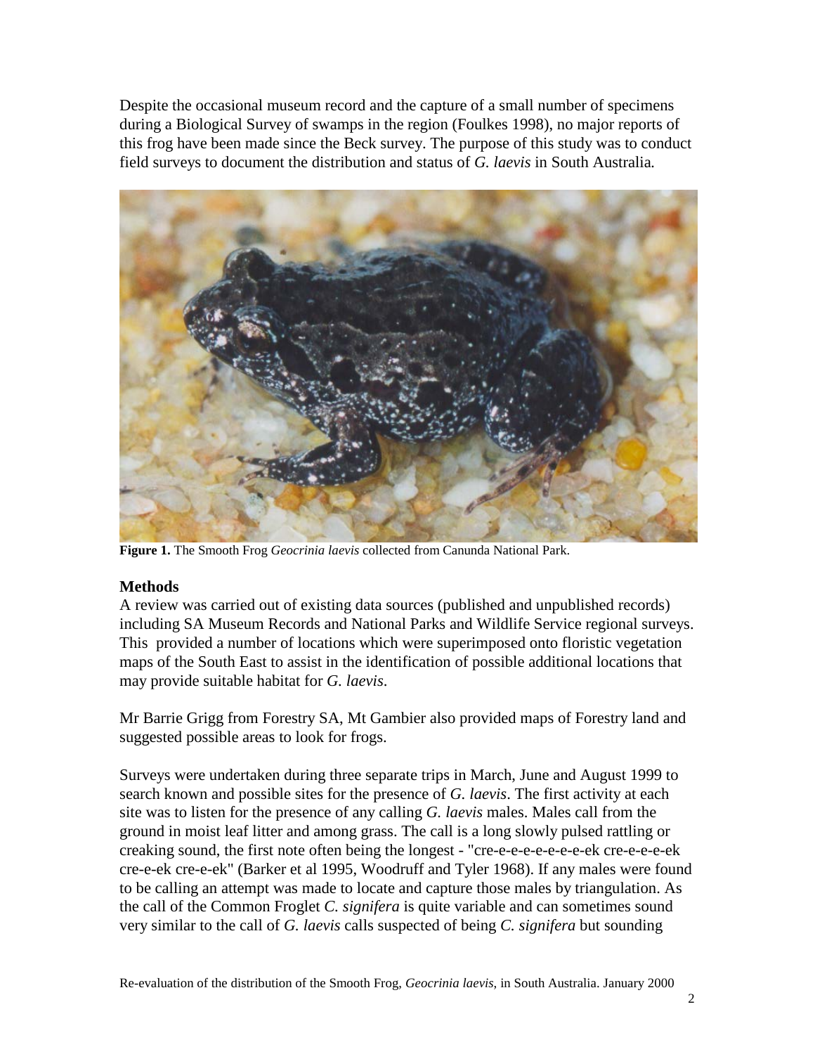Despite the occasional museum record and the capture of a small number of specimens during a Biological Survey of swamps in the region (Foulkes 1998), no major reports of this frog have been made since the Beck survey. The purpose of this study was to conduct field surveys to document the distribution and status of *G. laevis* in South Australia.

**Figure 1.** The Smooth Frog *Geocrinia laevis* collected from Canunda National Park.

### Methods

A review was carried out of existing data sources (published and unpublished records) including SA Museum Records and National Parks and Wildlife Service regional surveys. This provided a number of locations which were superimposed onto floristic vegetation maps of the South East to assist in the identification of possible additional locations that may provide suitable habitat for *G. laevis*.

Mr Barrie Grigg from Forestry SA, Mt Gambier also provided maps of Forestry land and suggested possible areas to look for frogs.

Surveys were undertaken during three separate trips in March, June and August 1999 to search known and possible sites for the presence of *G. laevis*. The first activity at each site was to listen for the presence of any calling *G. laevis* males. Males call from the ground in moist leaf litter and among grass. The call is a long slowly pulsed rattling or creaking sound, the first note often being the longest - "cre-e-e-e-e-e-e-e-e-ek cre-e-e-e-ek cre-e-ek cre-e-ek" (Barker et al 1995, Woodruff and Tyler 1968). If any males were found to be calling an attempt was made to locate and capture those males by triangulation. As the call of the Common Froglet *C. signifera* is quite variable and can sometimes sound very similar to the call of *G. laevis* calls suspected of being *C. signifera* but sounding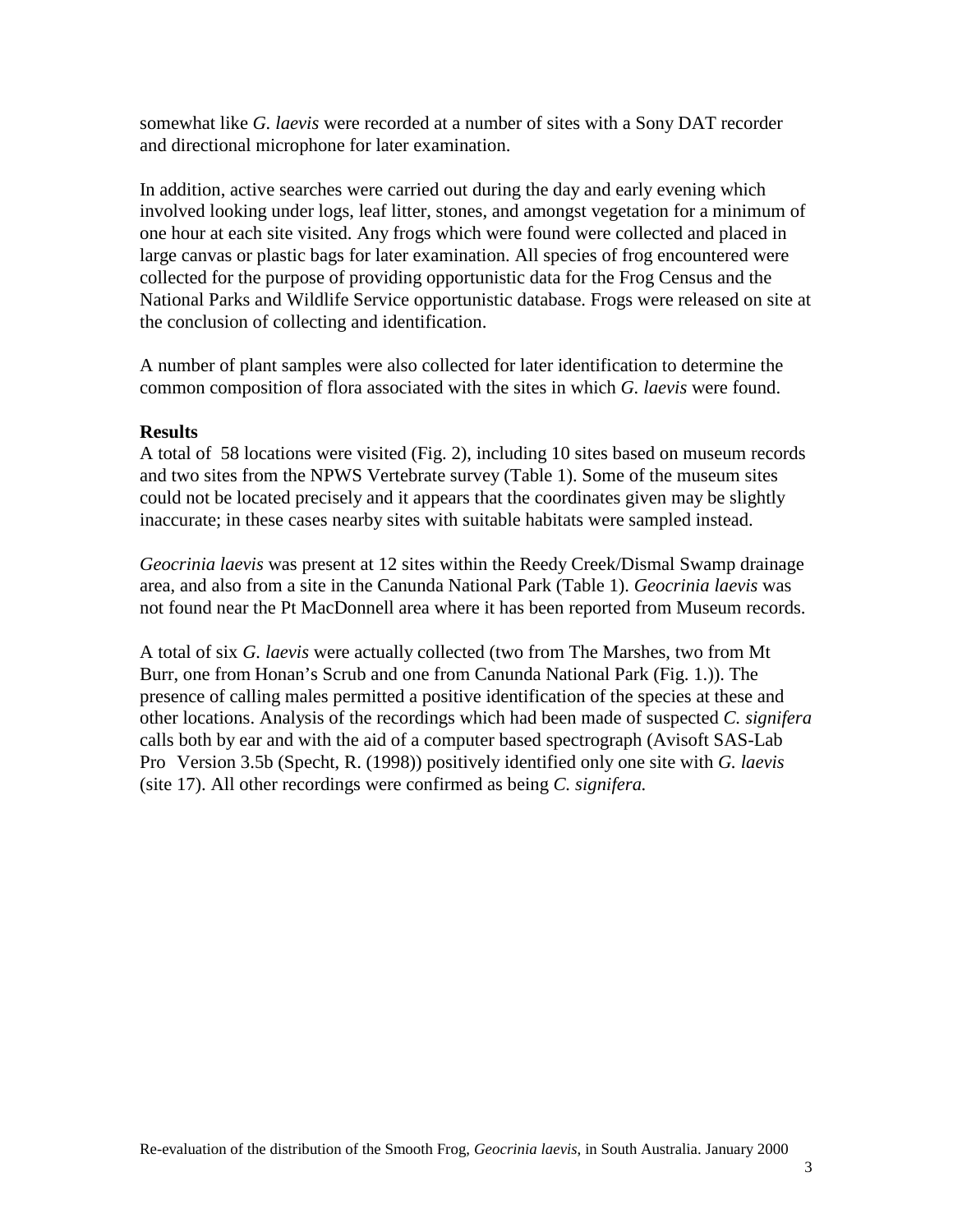somewhat like *G. laevis* were recorded at a number of sites with a Sony DAT recorder and directional microphone for later examination.

In addition, active searches were carried out during the day and early evening which involved looking under logs, leaf litter, stones, and amongst vegetation for a minimum of one hour at each site visited. Any frogs which were found were collected and placed in large canvas or plastic bags for later examination. All species of frog encountered were collected for the purpose of providing opportunistic data for the Frog Census and the National Parks and Wildlife Service opportunistic database. Frogs were released on site at the conclusion of collecting and identification.

A number of plant samples were also collected for later identification to determine the common composition of flora associated with the sites in which *G. laevis* were found.

**Results**

A total of 58 locations were visited (Fig. 2), including 10 sites based on museum records and two sites from the NPWS Vertebrate survey (Table 1). Some of the museum sites could not be located precisely and it appears that the coordinates given may be slightly inaccurate; in these cases nearby sites with suitable habitats were sampled instead.

*Geocrinia laevis* was present at 12 sites within the Reedy Creek/Dismal Swamp drainage area, and also from a site in the Canunda National Park (Table 1). *Geocrinia laevis* was not found near the Pt MacDonnell area where it has been reported from Museum records.

A total of six *G. laevis* were actually collected (two from The Marshes, two from Mt Burr, one from Honan's Scrub and one from Canunda National Park (Fig. 1.)). The presence of calling males permitted a positive identification of the species at these and other locations. Analysis of the recordings which had been made of suspected *C. signifera* calls both by ear and with the aid of a computer based spectrograph (Avisoft SAS-Lab Pro Version 3.5b (Specht, R. (1998)) positively identified only one site with *G. laevis* (site 17). All other recordings were confirmed as being *C. signifera.*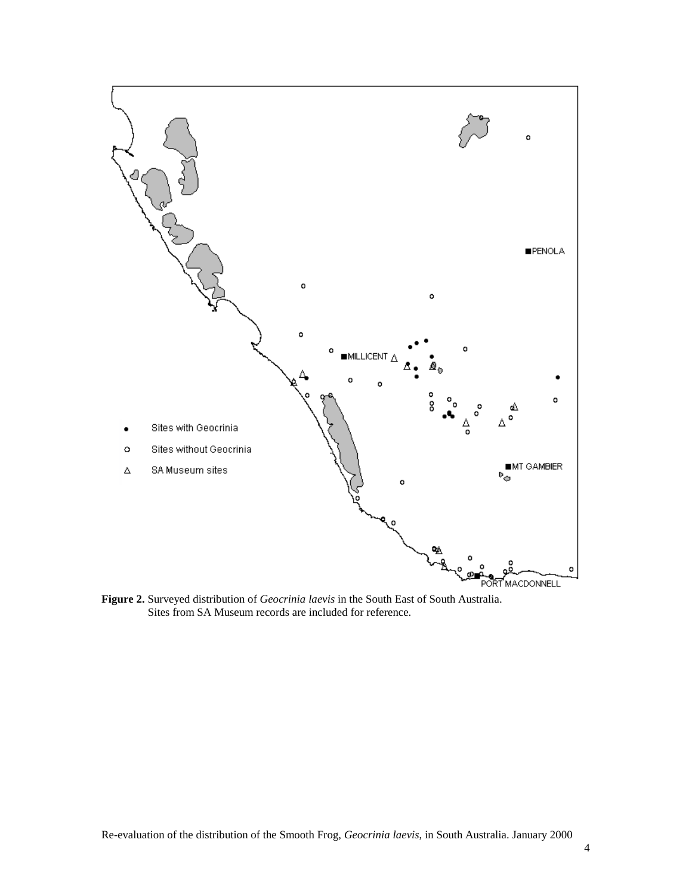**Figure 2.** Surveyed distribution of *Geocrinia laevis* in the South East of South Australia. Sites from SA Museum records are included for reference.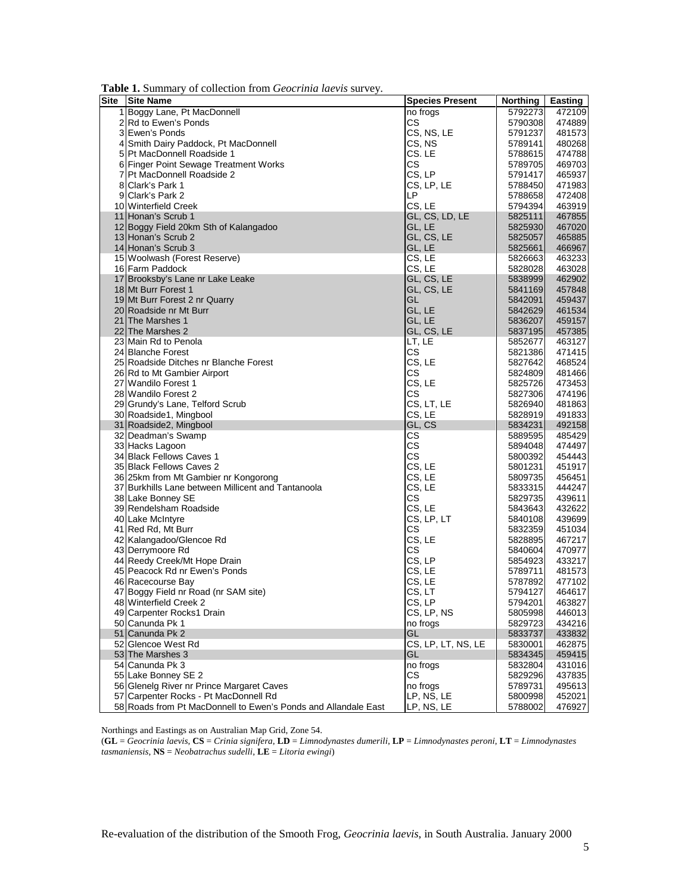**Table 1.** Summary of collection from *Geocrinia laevis* survey.

| Site | Site Name | Species Present | Northing | Easting |
|---|---|---|---|---|
| 1 | Boggy Lane, Pt MacDonnell | no frogs | 5792273 | 472109 |
| 2 | Rd to Ewen's Ponds | CS | 5790308 | 474889 |
| 3 | Ewen's Ponds | CS, NS, LE | 5791237 | 481573 |
| 4 | Smith Dairy Paddock, Pt MacDonnell | CS, NS | 5789141 | 480268 |
| 5 | Pt MacDonnell Roadside 1 | CS. LE | 5788615 | 474788 |
| 6 | Finger Point Sewage Treatment Works | CS | 5789705 | 469703 |
| 7 | Pt MacDonnell Roadside 2 | CS, LP | 5791417 | 465937 |
| 8 | Clark's Park 1 | CS, LP, LE | 5788450 | 471983 |
| 9 | Clark's Park 2 | LP | 5788658 | 472408 |
| 10 | Winterfield Creek | CS, LE | 5794394 | 463919 |
| 11 | Honan's Scrub 1 | GL, CS, LD, LE | 5825111 | 467855 |
| 12 | Boggy Field 20km Sth of Kalangadoo | GL, LE | 5825930 | 467020 |
| 13 | Honan's Scrub 2 | GL, CS, LE | 5825057 | 465885 |
| 14 | Honan's Scrub 3 | GL, LE | 5825661 | 466967 |
| 15 | Woolwash (Forest Reserve) | CS, LE | 5826663 | 463233 |
| 16 | Farm Paddock | CS, LE | 5828028 | 463028 |
| 17 | Brooksby's Lane nr Lake Leake | GL, CS, LE | 5838999 | 462902 |
| 18 | Mt Burr Forest 1 | GL, CS, LE | 5841169 | 457848 |
| 19 | Mt Burr Forest 2 nr Quarry | GL | 5842091 | 459437 |
| 20 | Roadside nr Mt Burr | GL, LE | 5842629 | 461534 |
| 21 | The Marshes 1 | GL, LE | 5836207 | 459157 |
| 22 | The Marshes 2 | GL, CS, LE | 5837195 | 457385 |
| 23 | Main Rd to Penola | LT, LE | 5852677 | 463127 |
| 24 | Blanche Forest | CS | 5821386 | 471415 |
| 25 | Roadside Ditches nr Blanche Forest | CS, LE | 5827642 | 468524 |
| 26 | Rd to Mt Gambier Airport | CS | 5824809 | 481466 |
| 27 | Wandilo Forest 1 | CS, LE | 5825726 | 473453 |
| 28 | Wandilo Forest 2 | CS | 5827306 | 474196 |
| 29 | Grundy's Lane, Telford Scrub | CS, LT, LE | 5826940 | 481863 |
| 30 | Roadside1, Mingbool | CS, LE | 5828919 | 491833 |
| 31 | Roadside2, Mingbool | GL, CS | 5834231 | 492158 |
| 32 | Deadman's Swamp | CS | 5889595 | 485429 |
| 33 | Hacks Lagoon | CS | 5894048 | 474497 |
| 34 | Black Fellows Caves 1 | CS | 5800392 | 454443 |
| 35 | Black Fellows Caves 2 | CS, LE | 5801231 | 451917 |
| 36 | 25km from Mt Gambier nr Kongorong | CS, LE | 5809735 | 456451 |
| 37 | Burkhills Lane between Millicent and Tantanoola | CS, LE | 5833315 | 444247 |
| 38 | Lake Bonney SE | CS | 5829735 | 439611 |
| 39 | Rendelsham Roadside | CS, LE | 5843643 | 432622 |
| 40 | Lake McIntyre | CS, LP, LT | 5840108 | 439699 |
| 41 | Red Rd, Mt Burr | CS | 5832359 | 451034 |
| 42 | Kalangadoo/Glencoe Rd | CS, LE | 5828895 | 467217 |
| 43 | Derrymoore Rd | CS | 5840604 | 470977 |
| 44 | Reedy Creek/Mt Hope Drain | CS, LP | 5854923 | 433217 |
| 45 | Peacock Rd nr Ewen's Ponds | CS, LE | 5789711 | 481573 |
| 46 | Racecourse Bay | CS, LE | 5787892 | 477102 |
| 47 | Boggy Field nr Road (nr SAM site) | CS, LT | 5794127 | 464617 |
| 48 | Winterfield Creek 2 | CS, LP | 5794201 | 463827 |
| 49 | Carpenter Rocks1 Drain | CS, LP, NS | 5805998 | 446013 |
| 50 | Canunda Pk 1 | no frogs | 5829723 | 434216 |
| 51 | Canunda Pk 2 | GL | 5833737 | 433832 |
| 52 | Glencoe West Rd | CS, LP, LT, NS, LE | 5830001 | 462875 |
| 53 | The Marshes 3 | GL | 5834345 | 459415 |
| 54 | Canunda Pk 3 | no frogs | 5832804 | 431016 |
| 55 | Lake Bonney SE 2 | CS | 5829296 | 437835 |
| 56 | Glenelg River nr Prince Margaret Caves | no frogs | 5789731 | 495613 |
| 57 | Carpenter Rocks - Pt MacDonnell Rd | LP, NS, LE | 5800998 | 452021 |
| 58 | Roads from Pt MacDonnell to Ewen's Ponds and Allandale East | LP, NS, LE | 5788002 | 476927 |

Northings and Eastings as on Australian Map Grid, Zone 54.

(**GL** = *Geocrinia laevis*, **CS** = *Crinia signifera*, **LD** = *Limnodynastes dumerili*, **LP** = *Limnodynastes peroni*, **LT** = *Limnodynastes tasmaniensis*, **NS** = *Neobatrachus sudelli*, **LE** = *Litoria ewingi*)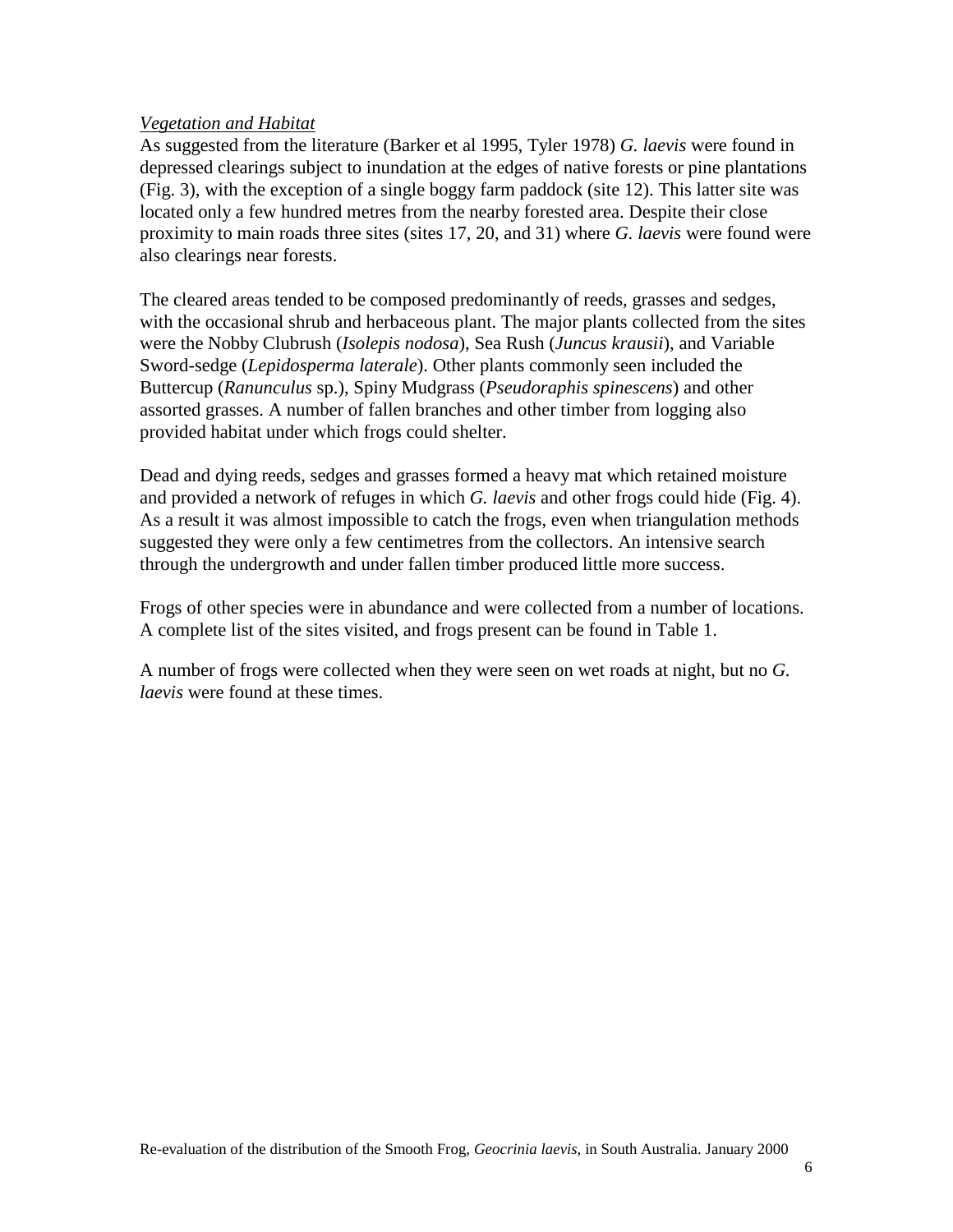*Vegetation and Habitat*

As suggested from the literature (Barker et al 1995, Tyler 1978) *G. laevis* were found in depressed clearings subject to inundation at the edges of native forests or pine plantations (Fig. 3), with the exception of a single boggy farm paddock (site 12). This latter site was located only a few hundred metres from the nearby forested area. Despite their close proximity to main roads three sites (sites 17, 20, and 31) where *G. laevis* were found were also clearings near forests.

The cleared areas tended to be composed predominantly of reeds, grasses and sedges, with the occasional shrub and herbaceous plant. The major plants collected from the sites were the Nobby Clubrush (*Isolepis nodosa*), Sea Rush (*Juncus krausii*), and Variable Sword-sedge (*Lepidosperma laterale*). Other plants commonly seen included the Buttercup (*Ranunculus* sp.), Spiny Mudgrass (*Pseudoraphis spinescens*) and other assorted grasses. A number of fallen branches and other timber from logging also provided habitat under which frogs could shelter.

Dead and dying reeds, sedges and grasses formed a heavy mat which retained moisture and provided a network of refuges in which *G. laevis* and other frogs could hide (Fig. 4). As a result it was almost impossible to catch the frogs, even when triangulation methods suggested they were only a few centimetres from the collectors. An intensive search through the undergrowth and under fallen timber produced little more success.

Frogs of other species were in abundance and were collected from a number of locations. A complete list of the sites visited, and frogs present can be found in Table 1.

A number of frogs were collected when they were seen on wet roads at night, but no *G. laevis* were found at these times.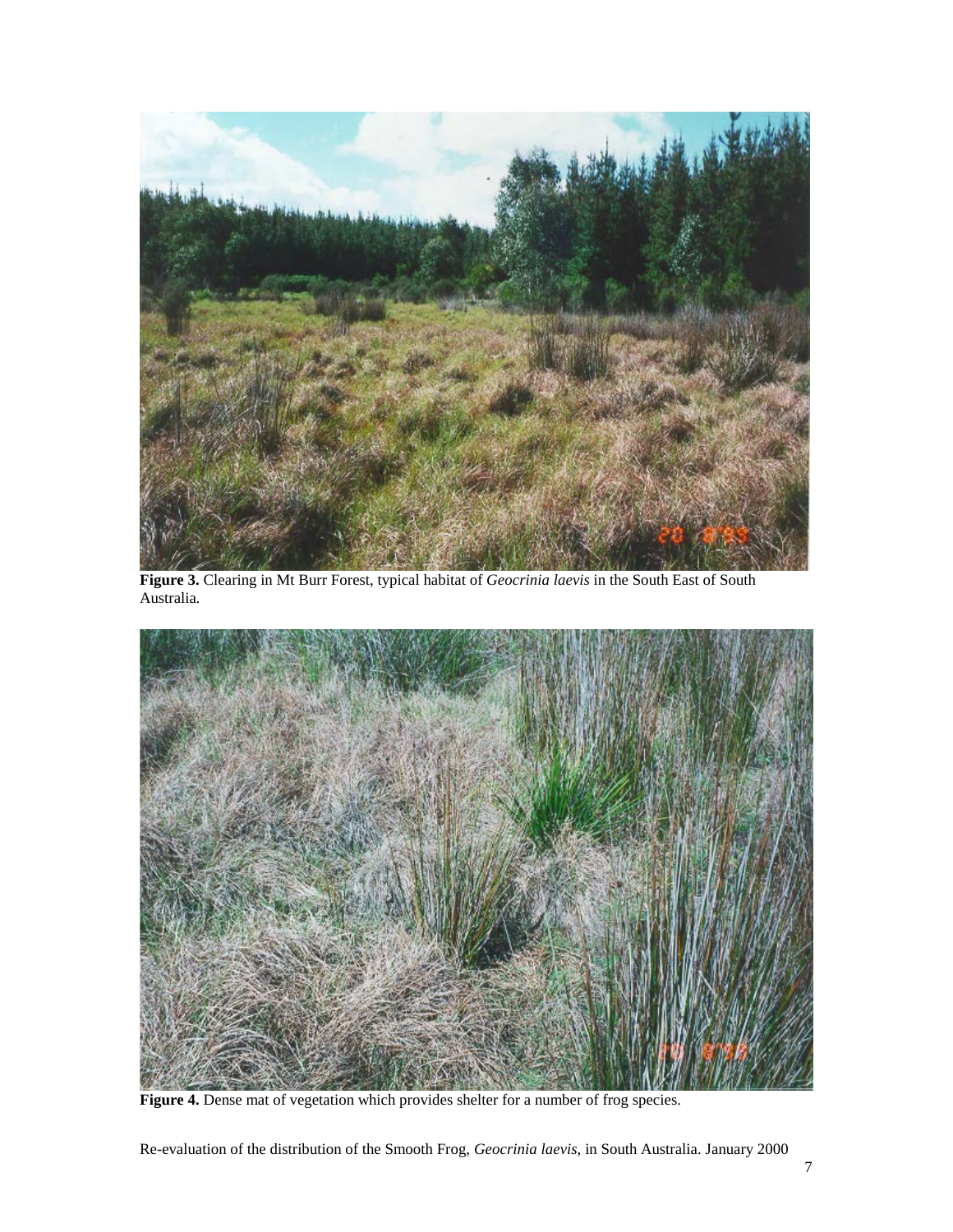**Figure 3.** Clearing in Mt Burr Forest, typical habitat of *Geocrinia laevis* in the South East of South Australia.

**Figure 4.** Dense mat of vegetation which provides shelter for a number of frog species.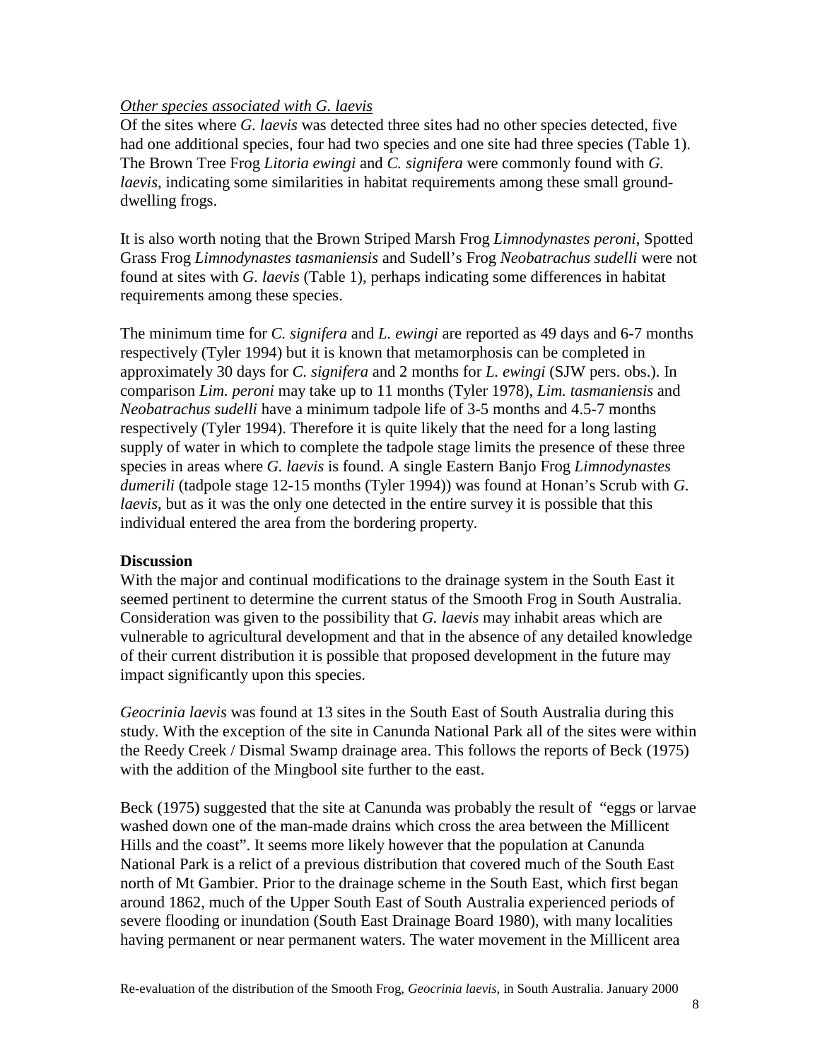*Other species associated with G. laevis*

Of the sites where *G. laevis* was detected three sites had no other species detected, five had one additional species, four had two species and one site had three species (Table 1). The Brown Tree Frog *Litoria ewingi* and *C. signifera* were commonly found with *G. laevis*, indicating some similarities in habitat requirements among these small ground-dwelling frogs.

It is also worth noting that the Brown Striped Marsh Frog *Limnodynastes peroni*, Spotted Grass Frog *Limnodynastes tasmaniensis* and Sudell's Frog *Neobatrachus sudelli* were not found at sites with *G. laevis* (Table 1), perhaps indicating some differences in habitat requirements among these species.

The minimum time for *C. signifera* and *L. ewingi* are reported as 49 days and 6-7 months respectively (Tyler 1994) but it is known that metamorphosis can be completed in approximately 30 days for *C. signifera* and 2 months for *L. ewingi* (SJW pers. obs.). In comparison *Lim. peroni* may take up to 11 months (Tyler 1978), *Lim. tasmaniensis* and *Neobatrachus sudelli* have a minimum tadpole life of 3-5 months and 4.5-7 months respectively (Tyler 1994). Therefore it is quite likely that the need for a long lasting supply of water in which to complete the tadpole stage limits the presence of these three species in areas where *G. laevis* is found. A single Eastern Banjo Frog *Limnodynastes dumerili* (tadpole stage 12-15 months (Tyler 1994)) was found at Honan's Scrub with *G. laevis*, but as it was the only one detected in the entire survey it is possible that this individual entered the area from the bordering property.

**Discussion**

With the major and continual modifications to the drainage system in the South East it seemed pertinent to determine the current status of the Smooth Frog in South Australia. Consideration was given to the possibility that *G. laevis* may inhabit areas which are vulnerable to agricultural development and that in the absence of any detailed knowledge of their current distribution it is possible that proposed development in the future may impact significantly upon this species.

*Geocrinia laevis* was found at 13 sites in the South East of South Australia during this study. With the exception of the site in Canunda National Park all of the sites were within the Reedy Creek / Dismal Swamp drainage area. This follows the reports of Beck (1975) with the addition of the Mingbool site further to the east.

Beck (1975) suggested that the site at Canunda was probably the result of "eggs or larvae washed down one of the man-made drains which cross the area between the Millicent Hills and the coast". It seems more likely however that the population at Canunda National Park is a relict of a previous distribution that covered much of the South East north of Mt Gambier. Prior to the drainage scheme in the South East, which first began around 1862, much of the Upper South East of South Australia experienced periods of severe flooding or inundation (South East Drainage Board 1980), with many localities having permanent or near permanent waters. The water movement in the Millicent area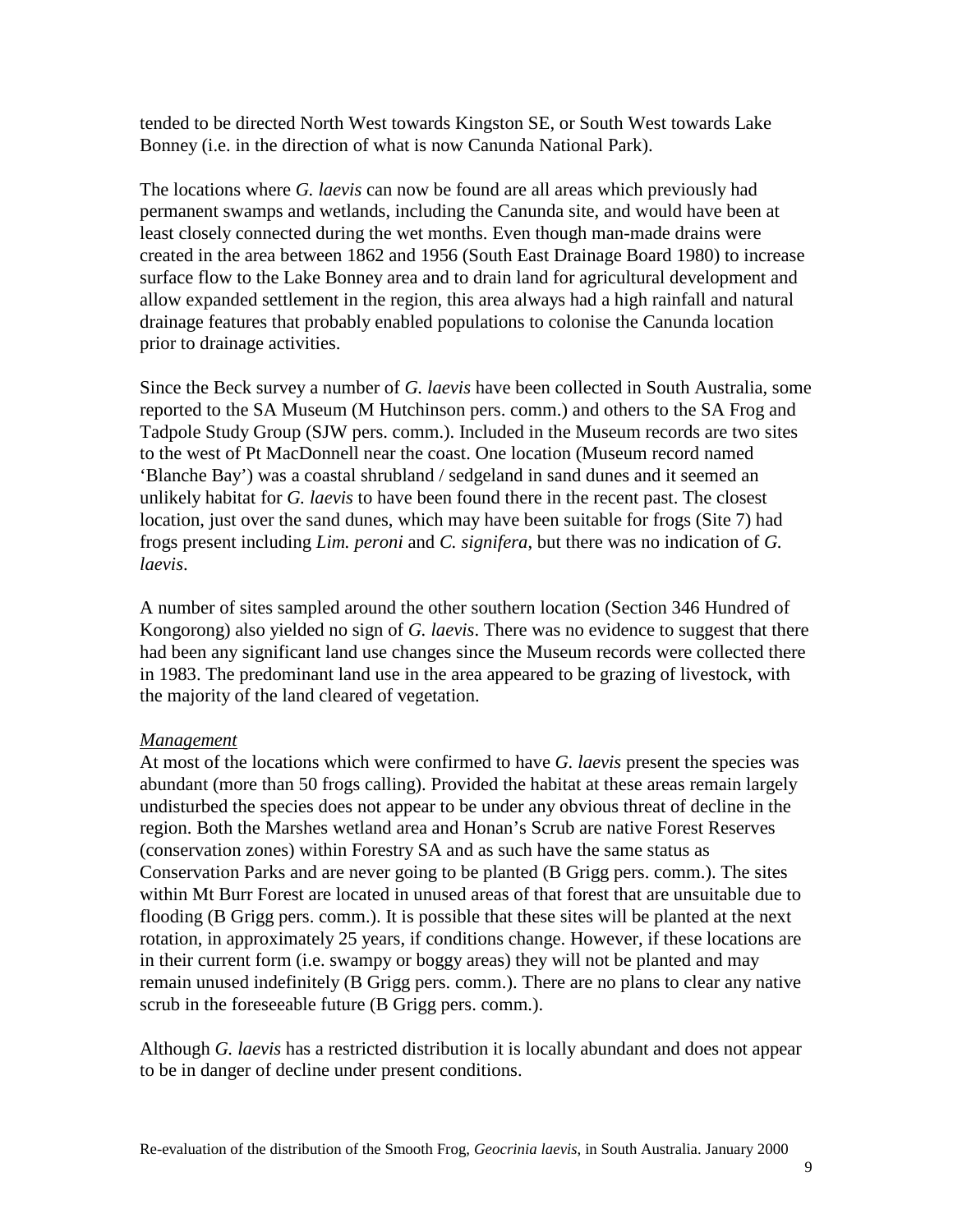tended to be directed North West towards Kingston SE, or South West towards Lake Bonney (i.e. in the direction of what is now Canunda National Park).

The locations where *G. laevis* can now be found are all areas which previously had permanent swamps and wetlands, including the Canunda site, and would have been at least closely connected during the wet months. Even though man-made drains were created in the area between 1862 and 1956 (South East Drainage Board 1980) to increase surface flow to the Lake Bonney area and to drain land for agricultural development and allow expanded settlement in the region, this area always had a high rainfall and natural drainage features that probably enabled populations to colonise the Canunda location prior to drainage activities.

Since the Beck survey a number of *G. laevis* have been collected in South Australia, some reported to the SA Museum (M Hutchinson pers. comm.) and others to the SA Frog and Tadpole Study Group (SJW pers. comm.). Included in the Museum records are two sites to the west of Pt MacDonnell near the coast. One location (Museum record named 'Blanche Bay') was a coastal shrubland / sedgeland in sand dunes and it seemed an unlikely habitat for *G. laevis* to have been found there in the recent past. The closest location, just over the sand dunes, which may have been suitable for frogs (Site 7) had frogs present including *Lim. peroni* and *C. signifera*, but there was no indication of *G. laevis*.

A number of sites sampled around the other southern location (Section 346 Hundred of Kongorong) also yielded no sign of *G. laevis*. There was no evidence to suggest that there had been any significant land use changes since the Museum records were collected there in 1983. The predominant land use in the area appeared to be grazing of livestock, with the majority of the land cleared of vegetation.

*Management*

At most of the locations which were confirmed to have *G. laevis* present the species was abundant (more than 50 frogs calling). Provided the habitat at these areas remain largely undisturbed the species does not appear to be under any obvious threat of decline in the region. Both the Marshes wetland area and Honan's Scrub are native Forest Reserves (conservation zones) within Forestry SA and as such have the same status as Conservation Parks and are never going to be planted (B Grigg pers. comm.). The sites within Mt Burr Forest are located in unused areas of that forest that are unsuitable due to flooding (B Grigg pers. comm.). It is possible that these sites will be planted at the next rotation, in approximately 25 years, if conditions change. However, if these locations are in their current form (i.e. swampy or boggy areas) they will not be planted and may remain unused indefinitely (B Grigg pers. comm.). There are no plans to clear any native scrub in the foreseeable future (B Grigg pers. comm.).

Although *G. laevis* has a restricted distribution it is locally abundant and does not appear to be in danger of decline under present conditions.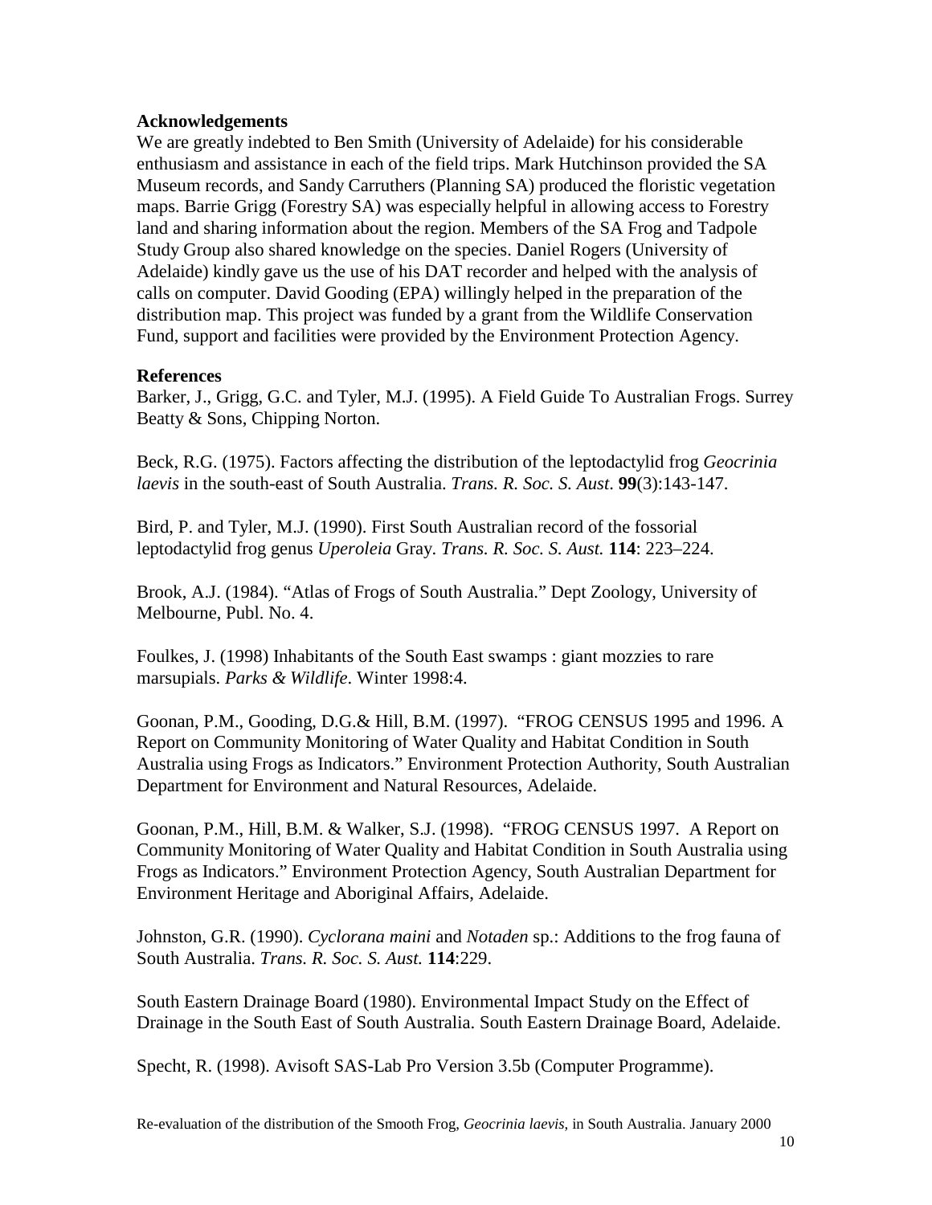**Acknowledgements**

We are greatly indebted to Ben Smith (University of Adelaide) for his considerable enthusiasm and assistance in each of the field trips. Mark Hutchinson provided the SA Museum records, and Sandy Carruthers (Planning SA) produced the floristic vegetation maps. Barrie Grigg (Forestry SA) was especially helpful in allowing access to Forestry land and sharing information about the region. Members of the SA Frog and Tadpole Study Group also shared knowledge on the species. Daniel Rogers (University of Adelaide) kindly gave us the use of his DAT recorder and helped with the analysis of calls on computer. David Gooding (EPA) willingly helped in the preparation of the distribution map. This project was funded by a grant from the Wildlife Conservation Fund, support and facilities were provided by the Environment Protection Agency.

**References**

Barker, J., Grigg, G.C. and Tyler, M.J. (1995). A Field Guide To Australian Frogs. Surrey Beatty & Sons, Chipping Norton.

Beck, R.G. (1975). Factors affecting the distribution of the leptodactylid frog *Geocrinia laevis* in the south-east of South Australia. *Trans. R. Soc. S. Aust*. **99**(3):143-147.

Bird, P. and Tyler, M.J. (1990). First South Australian record of the fossorial leptodactylid frog genus *Uperoleia* Gray. *Trans. R. Soc. S. Aust.* **114**: 223–224.

Brook, A.J. (1984). "Atlas of Frogs of South Australia." Dept Zoology, University of Melbourne, Publ. No. 4.

Foulkes, J. (1998) Inhabitants of the South East swamps : giant mozzies to rare marsupials. *Parks & Wildlife*. Winter 1998:4.

Goonan, P.M., Gooding, D.G.& Hill, B.M. (1997). "FROG CENSUS 1995 and 1996. A Report on Community Monitoring of Water Quality and Habitat Condition in South Australia using Frogs as Indicators." Environment Protection Authority, South Australian Department for Environment and Natural Resources, Adelaide.

Goonan, P.M., Hill, B.M. & Walker, S.J. (1998). "FROG CENSUS 1997. A Report on Community Monitoring of Water Quality and Habitat Condition in South Australia using Frogs as Indicators." Environment Protection Agency, South Australian Department for Environment Heritage and Aboriginal Affairs, Adelaide.

Johnston, G.R. (1990). *Cyclorana maini* and *Notaden* sp.: Additions to the frog fauna of South Australia. *Trans. R. Soc. S. Aust.* **114**:229.

South Eastern Drainage Board (1980). Environmental Impact Study on the Effect of Drainage in the South East of South Australia. South Eastern Drainage Board, Adelaide.

Specht, R. (1998). Avisoft SAS-Lab Pro Version 3.5b (Computer Programme).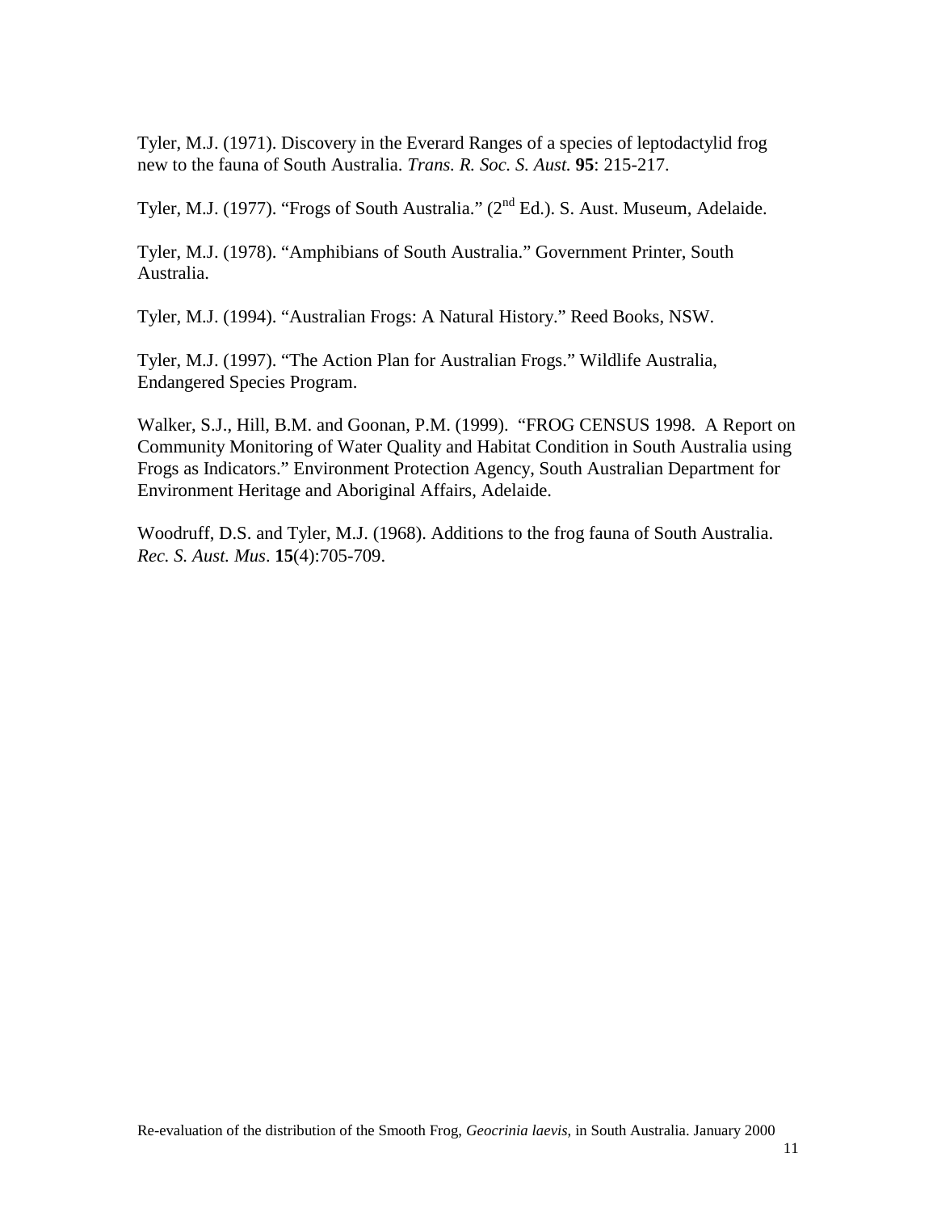Tyler, M.J. (1971). Discovery in the Everard Ranges of a species of leptodactylid frog new to the fauna of South Australia. *Trans. R. Soc. S. Aust.* **95**: 215-217.

Tyler, M.J. (1977). "Frogs of South Australia." (2nd Ed.). S. Aust. Museum, Adelaide.

Tyler, M.J. (1978). "Amphibians of South Australia." Government Printer, South Australia.

Tyler, M.J. (1994). "Australian Frogs: A Natural History." Reed Books, NSW.

Tyler, M.J. (1997). "The Action Plan for Australian Frogs." Wildlife Australia, Endangered Species Program.

Walker, S.J., Hill, B.M. and Goonan, P.M. (1999). "FROG CENSUS 1998. A Report on Community Monitoring of Water Quality and Habitat Condition in South Australia using Frogs as Indicators." Environment Protection Agency, South Australian Department for Environment Heritage and Aboriginal Affairs, Adelaide.

Woodruff, D.S. and Tyler, M.J. (1968). Additions to the frog fauna of South Australia. *Rec. S. Aust. Mus*. **15**(4):705-709.